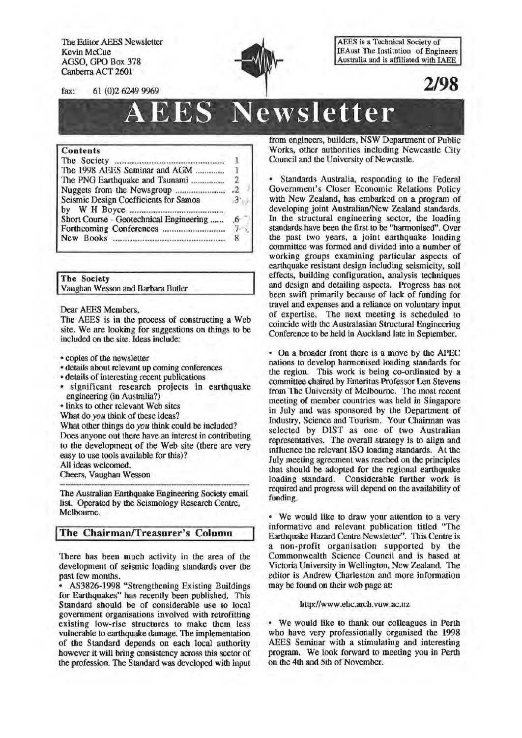The Editor AEES Newsletter
Kevin McCue
AGSO, GPO Box 378
Canberra ACT 2601

fax: 61 (0)2 6249 9969

AEES is a Technical Society of IEAust The Institution of Engineers Australia and is affiliated with IAEE

**2/98**

# AEES Newsletter

| Contents | |
|---|---|
| The Society | 1 |
| The 1998 AEES Seminar and AGM | 1 |
| The PNG Earthquake and Tsunami | 2 |
| Nuggets from the Newsgroup | 2 |
| Seismic Design Coefficients for Samoa by W H Boyce | 3 |
| Short Course - Geotechnical Engineering | 6 |
| Forthcoming Conferences | 7 |
| New Books | 8 |

## The Society

Vaughan Wesson and Barbara Butler

Dear AEES Members,

The AEES is in the process of constructing a Web site. We are looking for suggestions on things to be included on the site. Ideas include:

- copies of the newsletter
- details about relevant up coming conferences
- details of interesting recent publications
- significant research projects in earthquake engineering (in Australia?)
- links to other relevant Web sites

What do *you* think of these ideas?

What other things do *you* think could be included?

Does anyone out there have an interest in contributing to the development of the Web site (there are very easy to use tools available for this)?

All ideas welcomed.

Cheers, Vaughan Wesson

---

The Australian Earthquake Engineering Society email list. Operated by the Seismology Research Centre, Melbourne.

## The Chairman/Treasurer's Column

There has been much activity in the area of the development of seismic loading standards over the past few months.

- AS3826-1998 "Strengthening Existing Buildings for Earthquakes" has recently been published. This Standard should be of considerable use to local government organisations involved with retrofitting existing low-rise structures to make them less vulnerable to earthquake damage. The implementation of the Standard depends on each local authority however it will bring consistency across this sector of the profession. The Standard was developed with input from engineers, builders, NSW Department of Public Works, other authorities including Newcastle City Council and the University of Newcastle.

- Standards Australia, responding to the Federal Government's Closer Economic Relations Policy with New Zealand, has embarked on a program of developing joint Australian/New Zealand standards. In the structural engineering sector, the loading standards have been the first to be "harmonised". Over the past two years, a joint earthquake loading committee was formed and divided into a number of working groups examining particular aspects of earthquake resistant design including seismicity, soil effects, building configuration, analysis techniques and design and detailing aspects. Progress has not been swift primarily because of lack of funding for travel and expenses and a reliance on voluntary input of expertise. The next meeting is scheduled to coincide with the Australasian Structural Engineering Conference to be held in Auckland late in September.

- On a broader front there is a move by the APEC nations to develop harmonised loading standards for the region. This work is being co-ordinated by a committee chaired by Emeritus Professor Len Stevens from The University of Melbourne. The most recent meeting of member countries was held in Singapore in July and was sponsored by the Department of Industry, Science and Tourism. Your Chairman was selected by DIST as one of two Australian representatives. The overall strategy is to align and influence the relevant ISO loading standards. At the July meeting agreement was reached on the principles that should be adopted for the regional earthquake loading standard. Considerable further work is required and progress will depend on the availability of funding.

- We would like to draw your attention to a very informative and relevant publication titled "The Earthquake Hazard Centre Newsletter". This Centre is a non-profit organisation supported by the Commonwealth Science Council and is based at Victoria University in Wellington, New Zealand. The editor is Andrew Charleston and more information may be found on their web page at:

  http://www.ehc.arch.vuw.ac.nz

- We would like to thank our colleagues in Perth who have very professionally organised the 1998 AEES Seminar with a stimulating and interesting program. We look forward to meeting you in Perth on the 4th and 5th of November.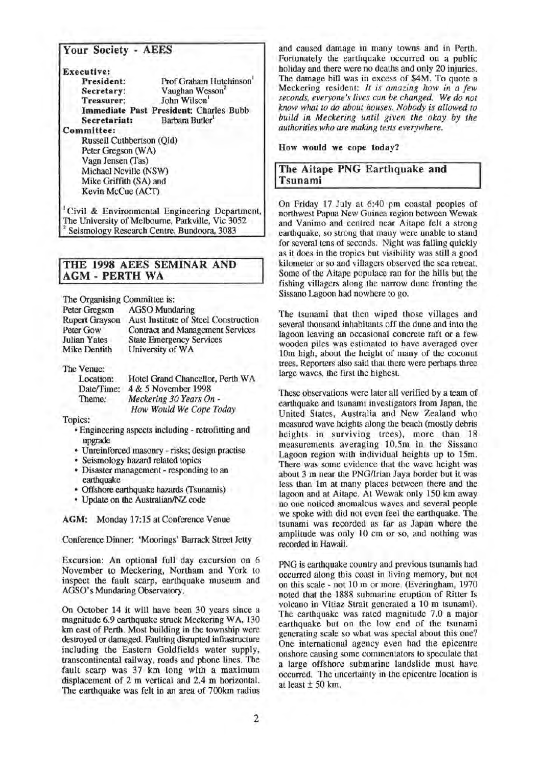## Your Society - AEES

**Executive:**

| | |
|---|---|
| **President:** | Prof Graham Hutchinson[1] |
| **Secretary:** | Vaughan Wesson[2] |
| **Treasurer:** | John Wilson[1] |
| **Immediate Past President:** | Charles Bubb |
| **Secretariat:** | Barbara Butler[1] |

**Committee:**

Russell Cuthbertson (Qld)
Peter Gregson (WA)
Vagn Jensen (Tas)
Michael Neville (NSW)
Mike Griffith (SA) and
Kevin McCue (ACT)

[1] Civil & Environmental Engineering Department, The University of Melbourne, Parkville, Vic 3052
[2] Seismology Research Centre, Bundoora, 3083

## THE 1998 AEES SEMINAR AND AGM - PERTH WA

The Organising Committee is:

| | |
|---|---|
| Peter Gregson | AGSO Mundaring |
| Rupert Grayson | Aust Institute of Steel Construction |
| Peter Gow | Contract and Management Services |
| Julian Yates | State Emergency Services |
| Mike Dentith | University of WA |

The Venue:

| | |
|---|---|
| Location: | Hotel Grand Chancellor, Perth WA |
| Date/Time: | 4 & 5 November 1998 |
| Theme: | *Meckering 30 Years On - How Would We Cope Today* |

Topics:

- Engineering aspects including - retrofitting and upgrade
- Unreinforced masonry - risks; design practise
- Seismology hazard related topics
- Disaster management - responding to an earthquake
- Offshore earthquake hazards (Tsunamis)
- Update on the Australian/NZ code

**AGM:** Monday 17:15 at Conference Venue

Conference Dinner: 'Moorings' Barrack Street Jetty

Excursion: An optional full day excursion on 6 November to Meckering, Northam and York to inspect the fault scarp, earthquake museum and AGSO's Mundaring Observatory.

On October 14 it will have been 30 years since a magnitude 6.9 earthquake struck Meckering WA, 130 km east of Perth. Most building in the township were destroyed or damaged. Faulting disrupted infrastructure including the Eastern Goldfields water supply, transcontinental railway, roads and phone lines. The fault scarp was 37 km long with a maximum displacement of 2 m vertical and 2.4 m horizontal. The earthquake was felt in an area of 700km radius and caused damage in many towns and in Perth. Fortunately the earthquake occurred on a public holiday and there were no deaths and only 20 injuries. The damage bill was in excess of $4M. To quote a Meckering resident: *It is amazing how in a few seconds, everyone's lives can be changed. We do not know what to do about houses. Nobody is allowed to build in Meckering until given the okay by the authorities who are making tests everywhere.*

**How would we cope today?**

## The Aitape PNG Earthquake and Tsunami

On Friday 17 July at 6:40 pm coastal peoples of northwest Papua New Guinea region between Wewak and Vanimo and centred near Aitape felt a strong earthquake, so strong that many were unable to stand for several tens of seconds. Night was falling quickly as it does in the tropics but visibility was still a good kilometer or so and villagers observed the sea retreat. Some of the Aitape populace ran for the hills but the fishing villagers along the narrow dune fronting the Sissano Lagoon had nowhere to go.

The tsunami that then wiped those villages and several thousand inhabitants off the dune and into the lagoon leaving an occasional concrete raft or a few wooden piles was estimated to have averaged over 10m high, about the height of many of the coconut trees. Reporters also said that there were perhaps three large waves, the first the highest.

These observations were later all verified by a team of earthquake and tsunami investigators from Japan, the United States, Australia and New Zealand who measured wave heights along the beach (mostly debris heights in surviving trees), more than 18 measurements averaging 10.5m in the Sissano Lagoon region with individual heights up to 15m. There was some evidence that the wave height was about 3 m near the PNG/Irian Jaya border but it was less than 1m at many places between there and the lagoon and at Aitape. At Wewak only 150 km away no one noticed anomalous waves and several people we spoke with did not even feel the earthquake. The tsunami was recorded as far as Japan where the amplitude was only 10 cm or so, and nothing was recorded in Hawaii.

PNG is earthquake country and previous tsunamis had occurred along this coast in living memory, but not on this scale - not 10 m or more. (Everingham, 1970 noted that the 1888 submarine eruption of Ritter Is volcano in Vitiaz Strait generated a 10 m tsunami). The earthquake was rated magnitude 7.0 a major earthquake but on the low end of the tsunami generating scale so what was special about this one? One international agency even had the epicentre onshore causing some commentators to speculate that a large offshore submarine landslide must have occurred. The uncertainty in the epicentre location is at least ± 50 km.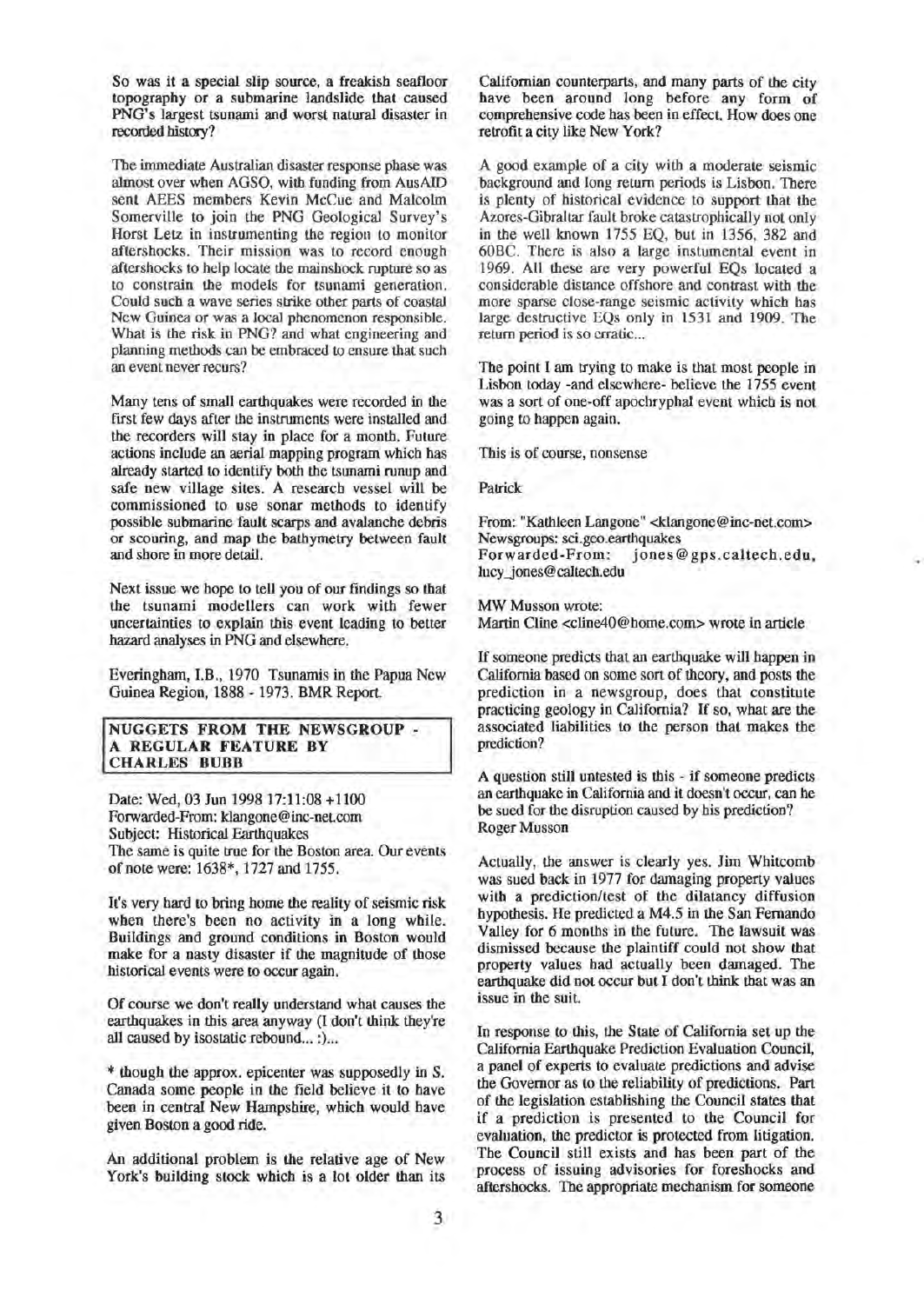So was it a special slip source, a freakish seafloor topography or a submarine landslide that caused PNG's largest tsunami and worst natural disaster in recorded history?

The immediate Australian disaster response phase was almost over when AGSO, with funding from AusAID sent AEES members Kevin McCue and Malcolm Somerville to join the PNG Geological Survey's Horst Letz in instrumenting the region to monitor aftershocks. Their mission was to record enough aftershocks to help locate the mainshock rupture so as to constrain the models for tsunami generation. Could such a wave series strike other parts of coastal New Guinea or was a local phenomenon responsible. What is the risk in PNG? and what engineering and planning methods can be embraced to ensure that such an event never recurs?

Many tens of small earthquakes were recorded in the first few days after the instruments were installed and the recorders will stay in place for a month. Future actions include an aerial mapping program which has already started to identify both the tsunami runup and safe new village sites. A research vessel will be commissioned to use sonar methods to identify possible submarine fault scarps and avalanche debris or scouring, and map the bathymetry between fault and shore in more detail.

Next issue we hope to tell you of our findings so that the tsunami modellers can work with fewer uncertainties to explain this event leading to better hazard analyses in PNG and elsewhere.

Everingham, I.B., 1970 Tsunamis in the Papua New Guinea Region, 1888 - 1973. BMR Report.

## NUGGETS FROM THE NEWSGROUP - A REGULAR FEATURE BY CHARLES BUBB

Date: Wed, 03 Jun 1998 17:11:08 +1100
Forwarded-From: klangone@inc-net.com
Subject: Historical Earthquakes
The same is quite true for the Boston area. Our events of note were: 1638*, 1727 and 1755.

It's very hard to bring home the reality of seismic risk when there's been no activity in a long while. Buildings and ground conditions in Boston would make for a nasty disaster if the magnitude of those historical events were to occur again.

Of course we don't really understand what causes the earthquakes in this area anyway (I don't think they're all caused by isostatic rebound... :)...

* though the approx. epicenter was supposedly in S. Canada some people in the field believe it to have been in central New Hampshire, which would have given Boston a good ride.

An additional problem is the relative age of New York's building stock which is a lot older than its Californian counterparts, and many parts of the city have been around long before any form of comprehensive code has been in effect. How does one retrofit a city like New York?

A good example of a city with a moderate seismic background and long return periods is Lisbon. There is plenty of historical evidence to support that the Azores-Gibraltar fault broke catastrophically not only in the well known 1755 EQ, but in 1356, 382 and 60BC. There is also a large instumental event in 1969. All these are very powerful EQs located a considerable distance offshore and contrast with the more sparse close-range seismic activity which has large destructive EQs only in 1531 and 1909. The return period is so erratic...

The point I am trying to make is that most people in Lisbon today -and elsewhere- believe the 1755 event was a sort of one-off apochryphal event which is not going to happen again.

This is of course, nonsense

Patrick

From: "Kathleen Langone" <klangone@inc-net.com>
Newsgroups: sci.geo.earthquakes
Forwarded-From: jones@gps.caltech.edu, lucy_jones@caltech.edu

MW Musson wrote:
Martin Cline <cline40@home.com> wrote in article

If someone predicts that an earthquake will happen in California based on some sort of theory, and posts the prediction in a newsgroup, does that constitute practicing geology in California? If so, what are the associated liabilities to the person that makes the prediction?

A question still untested is this - if someone predicts an earthquake in California and it doesn't occur, can he be sued for the disruption caused by his prediction?
Roger Musson

Actually, the answer is clearly yes. Jim Whitcomb was sued back in 1977 for damaging property values with a prediction/test of the dilatancy diffusion hypothesis. He predicted a M4.5 in the San Fernando Valley for 6 months in the future. The lawsuit was dismissed because the plaintiff could not show that property values had actually been damaged. The earthquake did not occur but I don't think that was an issue in the suit.

In response to this, the State of California set up the California Earthquake Prediction Evaluation Council, a panel of experts to evaluate predictions and advise the Governor as to the reliability of predictions. Part of the legislation establishing the Council states that if a prediction is presented to the Council for evaluation, the predictor is protected from litigation. The Council still exists and has been part of the process of issuing advisories for foreshocks and aftershocks. The appropriate mechanism for someone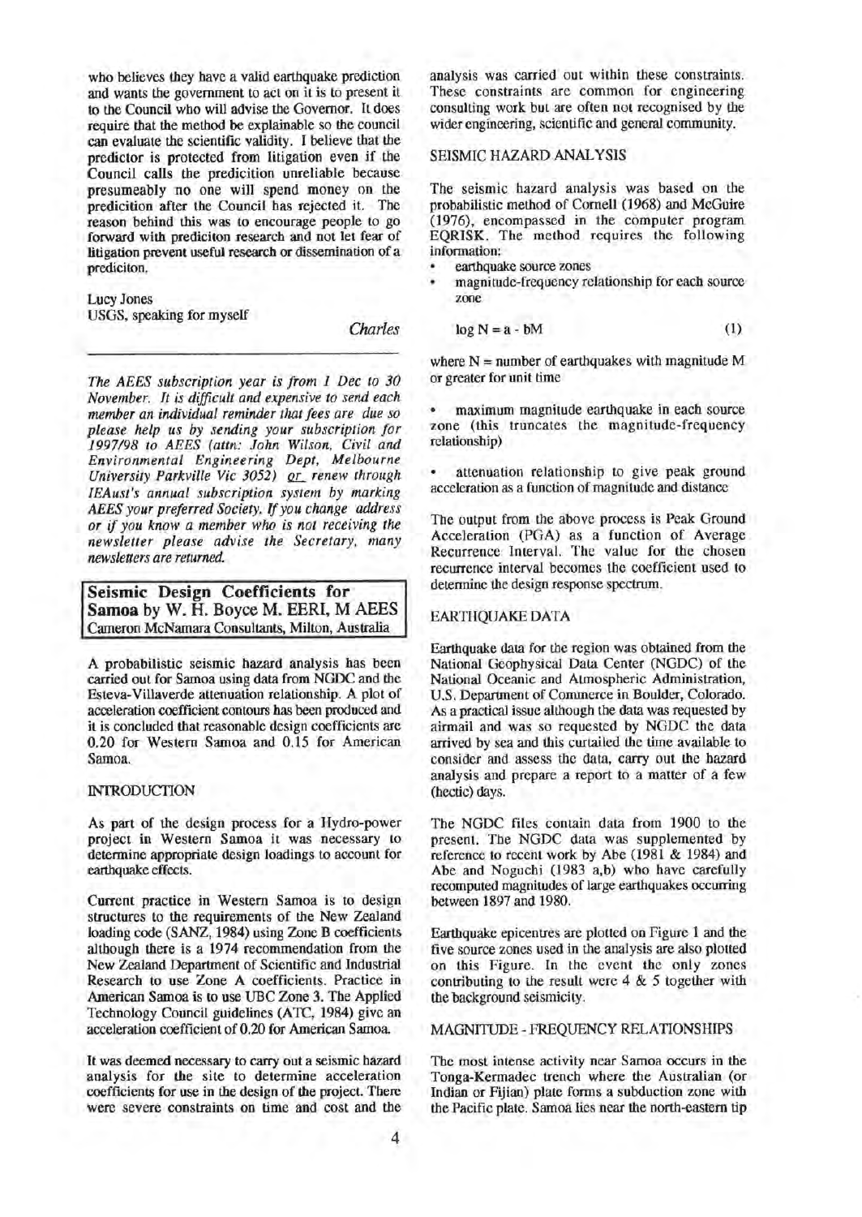who believes they have a valid earthquake prediction and wants the government to act on it is to present it to the Council who will advise the Governor. It does require that the method be explainable so the council can evaluate the scientific validity. I believe that the predictor is protected from litigation even if the Council calls the predicition unreliable because presumeably no one will spend money on the predicition after the Council has rejected it. The reason behind this was to encourage people to go forward with prediciton research and not let fear of litigation prevent useful research or dissemination of a prediciton.

Lucy Jones
USGS, speaking for myself

*Charles*

---

*The AEES subscription year is from 1 Dec to 30 November. It is difficult and expensive to send each member an individual reminder that fees are due so please help us by sending your subscription for 1997/98 to AEES (attn: John Wilson, Civil and Environmental Engineering Dept, Melbourne University Parkville Vic 3052) or renew through IEAust's annual subscription system by marking AEES your preferred Society. If you change address or if you know a member who is not receiving the newsletter please advise the Secretary, many newsletters are returned.*

## Seismic Design Coefficients for Samoa by W. H. Boyce M. EERI, M AEES

Cameron McNamara Consultants, Milton, Australia

A probabilistic seismic hazard analysis has been carried out for Samoa using data from NGDC and the Esteva-Villaverde attenuation relationship. A plot of acceleration coefficient contours has been produced and it is concluded that reasonable design coefficients are 0.20 for Western Samoa and 0.15 for American Samoa.

### INTRODUCTION

As part of the design process for a Hydro-power project in Western Samoa it was necessary to determine appropriate design loadings to account for earthquake effects.

Current practice in Western Samoa is to design structures to the requirements of the New Zealand loading code (SANZ, 1984) using Zone B coefficients although there is a 1974 recommendation from the New Zealand Department of Scientific and Industrial Research to use Zone A coefficients. Practice in American Samoa is to use UBC Zone 3. The Applied Technology Council guidelines (ATC, 1984) give an acceleration coefficient of 0.20 for American Samoa.

It was deemed necessary to carry out a seismic hazard analysis for the site to determine acceleration coefficients for use in the design of the project. There were severe constraints on time and cost and the analysis was carried out within these constraints. These constraints are common for engineering consulting work but are often not recognised by the wider engineering, scientific and general community.

### SEISMIC HAZARD ANALYSIS

The seismic hazard analysis was based on the probabilistic method of Cornell (1968) and McGuire (1976), encompassed in the computer program EQRISK. The method requires the following information:

- earthquake source zones
- magnitude-frequency relationship for each source zone

$$\log N = a - bM \qquad (1)$$

where N = number of earthquakes with magnitude M or greater for unit time

- maximum magnitude earthquake in each source zone (this truncates the magnitude-frequency relationship)
- attenuation relationship to give peak ground acceleration as a function of magnitude and distance

The output from the above process is Peak Ground Acceleration (PGA) as a function of Average Recurrence Interval. The value for the chosen recurrence interval becomes the coefficient used to determine the design response spectrum.

### EARTHQUAKE DATA

Earthquake data for the region was obtained from the National Geophysical Data Center (NGDC) of the National Oceanic and Atmospheric Administration, U.S. Department of Commerce in Boulder, Colorado. As a practical issue although the data was requested by airmail and was so requested by NGDC the data arrived by sea and this curtailed the time available to consider and assess the data, carry out the hazard analysis and prepare a report to a matter of a few (hectic) days.

The NGDC files contain data from 1900 to the present. The NGDC data was supplemented by reference to recent work by Abe (1981 & 1984) and Abe and Noguchi (1983 a,b) who have carefully recomputed magnitudes of large earthquakes occurring between 1897 and 1980.

Earthquake epicentres are plotted on Figure 1 and the five source zones used in the analysis are also plotted on this Figure. In the event the only zones contributing to the result were 4 & 5 together with the background seismicity.

### MAGNITUDE - FREQUENCY RELATIONSHIPS

The most intense activity near Samoa occurs in the Tonga-Kermadec trench where the Australian (or Indian or Fijian) plate forms a subduction zone with the Pacific plate. Samoa lies near the north-eastern tip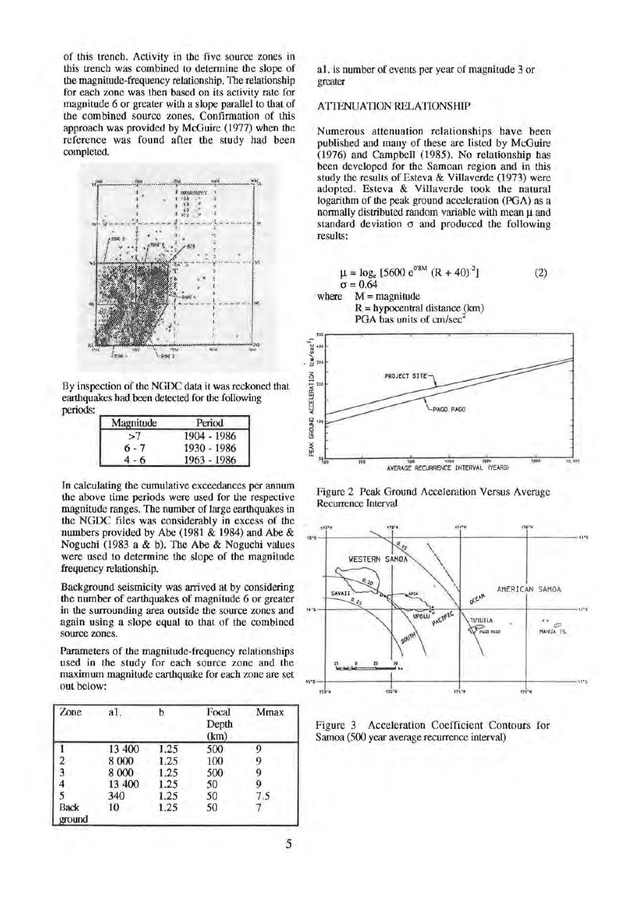of this trench. Activity in the five source zones in this trench was combined to determine the slope of the magnitude-frequency relationship. The relationship for each zone was then based on its activity rate for magnitude 6 or greater with a slope parallel to that of the combined source zones. Confirmation of this approach was provided by McGuire (1977) when the reference was found after the study had been completed.

By inspection of the NGDC data it was reckoned that earthquakes had been detected for the following periods:

| Magnitude | Period |
|---|---|
| >7 | 1904 - 1986 |
| 6 - 7 | 1930 - 1986 |
| 4 - 6 | 1963 - 1986 |

In calculating the cumulative exceedances per annum the above time periods were used for the respective magnitude ranges. The number of large earthquakes in the NGDC files was considerably in excess of the numbers provided by Abe (1981 & 1984) and Abe & Noguchi (1983 a & b). The Abe & Noguchi values were used to determine the slope of the magnitude frequency relationship.

Background seismicity was arrived at by considering the number of earthquakes of magnitude 6 or greater in the surrounding area outside the source zones and again using a slope equal to that of the combined source zones.

Parameters of the magnitude-frequency relationships used in the study for each source zone and the maximum magnitude earthquake for each zone are set out below:

| Zone | a1 | b | Focal Depth (km) | Mmax |
|---|---|---|---|---|
| 1 | 13 400 | 1.25 | 500 | 9 |
| 2 | 8 000 | 1.25 | 100 | 9 |
| 3 | 8 000 | 1.25 | 500 | 9 |
| 4 | 13 400 | 1.25 | 50 | 9 |
| 5 | 340 | 1.25 | 50 | 7.5 |
| Back ground | 10 | 1.25 | 50 | 7 |

a1, is number of events per year of magnitude 3 or greater

## ATTENUATION RELATIONSHIP

Numerous attenuation relationships have been published and many of these are listed by McGuire (1976) and Campbell (1985). No relationship has been developed for the Samoan region and in this study the results of Esteva & Villaverde (1973) were adopted. Esteva & Villaverde took the natural logarithm of the peak ground acceleration (PGA) as a normally distributed random variable with mean $\mu$ and standard deviation $\sigma$ and produced the following results:

$$\mu = \log_e [5600\, e^{0.8M} (R + 40)^{-2}] \qquad (2)$$

$$\sigma = 0.64$$

where $M$ = magnitude
$R$ = hypocentral distance (km)
PGA has units of cm/sec$^2$

Figure 2 Peak Ground Acceleration Versus Average Recurrence Interval

Figure 3 Acceleration Coefficient Contours for Samoa (500 year average recurrence interval)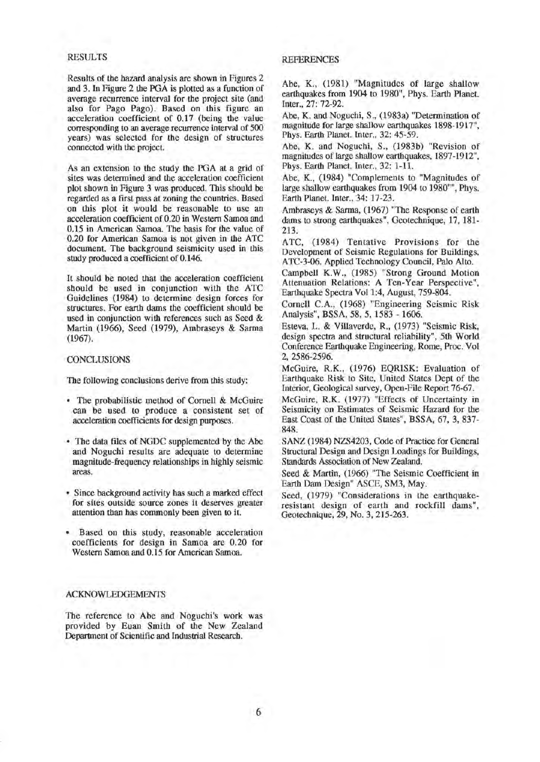## RESULTS

Results of the hazard analysis are shown in Figures 2 and 3. In Figure 2 the PGA is plotted as a function of average recurrence interval for the project site (and also for Pago Pago). Based on this figure an acceleration coefficient of 0.17 (being the value corresponding to an average recurrence interval of 500 years) was selected for the design of structures connected with the project.

As an extension to the study the PGA at a grid of sites was determined and the acceleration coefficient plot shown in Figure 3 was produced. This should be regarded as a first pass at zoning the countries. Based on this plot it would be reasonable to use an acceleration coefficient of 0.20 in Western Samoa and 0.15 in American Samoa. The basis for the value of 0.20 for American Samoa is not given in the ATC document. The background seismicity used in this study produced a coefficient of 0.146.

It should be noted that the acceleration coefficient should be used in conjunction with the ATC Guidelines (1984) to determine design forces for structures. For earth dams the coefficient should be used in conjunction with references such as Seed & Martin (1966), Seed (1979), Ambraseys & Sarma (1967).

## CONCLUSIONS

The following conclusions derive from this study:

- The probabilistic method of Cornell & McGuire can be used to produce a consistent set of acceleration coefficients for design purposes.
- The data files of NGDC supplemented by the Abe and Noguchi results are adequate to determine magnitude-frequency relationships in highly seismic areas.
- Since background activity has such a marked effect for sites outside source zones it deserves greater attention than has commonly been given to it.
- Based on this study, reasonable acceleration coefficients for design in Samoa are 0.20 for Western Samoa and 0.15 for American Samoa.

## ACKNOWLEDGEMENTS

The reference to Abe and Noguchi's work was provided by Euan Smith of the New Zealand Department of Scientific and Industrial Research.

## REFERENCES

Abe, K., (1981) "Magnitudes of large shallow earthquakes from 1904 to 1980", Phys. Earth Planet. Inter., 27: 72-92.

Abe, K. and Noguchi, S., (1983a) "Determination of magnitude for large shallow earthquakes 1898-1917", Phys. Earth Planet. Inter., 32: 45-59.

Abe, K. and Noguchi, S., (1983b) "Revision of magnitudes of large shallow earthquakes, 1897-1912", Phys. Earth Planet. Inter., 32: 1-11.

Abe, K., (1984) "Complements to "Magnitudes of large shallow earthquakes from 1904 to 1980"", Phys. Earth Planet. Inter., 34: 17-23.

Ambraseys & Sarma, (1967) "The Response of earth dams to strong earthquakes", Geotechnique, 17, 181-213.

ATC, (1984) Tentative Provisions for the Development of Seismic Regulations for Buildings, ATC-3-06. Applied Technology Council, Palo Alto.

Campbell K.W., (1985) "Strong Ground Motion Attenuation Relations: A Ten-Year Perspective", Earthquake Spectra Vol 1:4, August, 759-804.

Cornell C.A., (1968) "Engineering Seismic Risk Analysis", BSSA, 58, 5, 1583 - 1606.

Esteva, L. & Villaverde, R., (1973) "Seismic Risk, design spectra and structural reliability", 5th World Conference Earthquake Engineering, Rome, Proc. Vol 2, 2586-2596.

McGuire, R.K., (1976) EQRISK: Evaluation of Earthquake Risk to Site, United States Dept of the Interior, Geological survey, Open-File Report 76-67.

McGuire, R.K. (1977) "Effects of Uncertainty in Seismicity on Estimates of Seismic Hazard for the East Coast of the United States", BSSA, 67, 3, 837-848.

SANZ (1984) NZS4203, Code of Practice for General Structural Design and Design Loadings for Buildings, Standards Association of New Zealand.

Seed & Martin, (1966) "The Seismic Coefficient in Earth Dam Design" ASCE, SM3, May.

Seed, (1979) "Considerations in the earthquake-resistant design of earth and rockfill dams", Geotechnique, 29, No. 3, 215-263.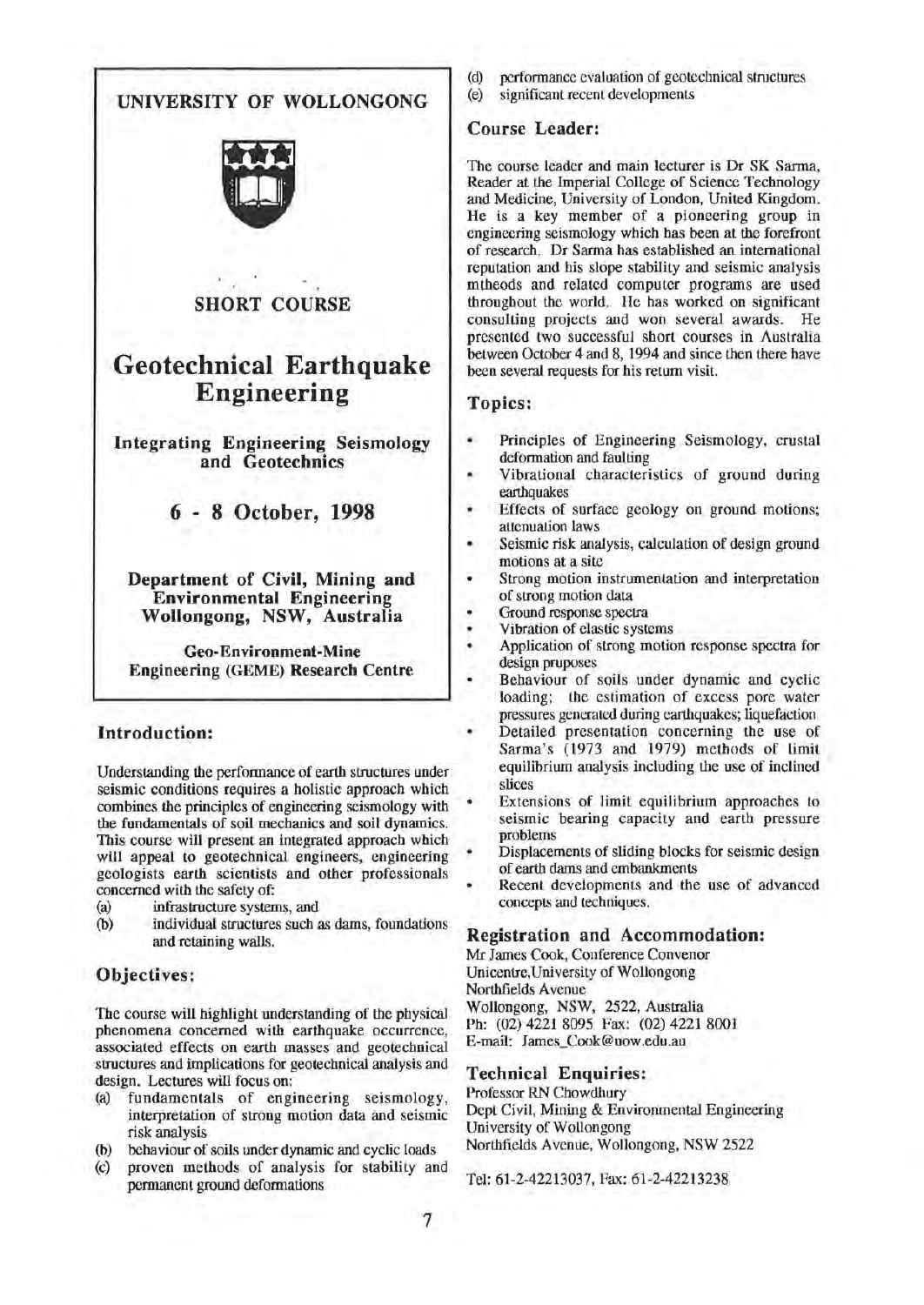**UNIVERSITY OF WOLLONGONG**

**SHORT COURSE**

# Geotechnical Earthquake Engineering

**Integrating Engineering Seismology and Geotechnics**

**6 - 8 October, 1998**

**Department of Civil, Mining and Environmental Engineering Wollongong, NSW, Australia**

**Geo-Environment-Mine Engineering (GEME) Research Centre**

## Introduction:

Understanding the performance of earth structures under seismic conditions requires a holistic approach which combines the principles of engineering seismology with the fundamentals of soil mechanics and soil dynamics. This course will present an integrated approach which will appeal to geotechnical engineers, engineering geologists earth scientists and other professionals concerned with the safety of:

(a) infrastructure systems, and
(b) individual structures such as dams, foundations and retaining walls.

## Objectives:

The course will highlight understanding of the physical phenomena concerned with earthquake occurrence, associated effects on earth masses and geotechnical structures and implications for geotechnical analysis and design. Lectures will focus on:

(a) fundamentals of engineering seismology, interpretation of strong motion data and seismic risk analysis
(b) behaviour of soils under dynamic and cyclic loads
(c) proven methods of analysis for stability and permanent ground deformations
(d) performance evaluation of geotechnical structures
(e) significant recent developments

## Course Leader:

The course leader and main lecturer is Dr SK Sarma, Reader at the Imperial College of Science Technology and Medicine, University of London, United Kingdom. He is a key member of a pioneering group in engineering seismology which has been at the forefront of research. Dr Sarma has established an international reputation and his slope stability and seismic analysis mtheods and related computer programs are used throughout the world. He has worked on significant consulting projects and won several awards. He presented two successful short courses in Australia between October 4 and 8, 1994 and since then there have been several requests for his return visit.

## Topics:

- Principles of Engineering Seismology, crustal deformation and faulting
- Vibrational characteristics of ground during earthquakes
- Effects of surface geology on ground motions; attenuation laws
- Seismic risk analysis, calculation of design ground motions at a site
- Strong motion instrumentation and interpretation of strong motion data
- Ground response spectra
- Vibration of elastic systems
- Application of strong motion response spectra for design pruposes
- Behaviour of soils under dynamic and cyclic loading; the estimation of excess pore water pressures generated during earthquakes; liquefaction
- Detailed presentation concerning the use of Sarma's (1973 and 1979) methods of limit equilibrium analysis including the use of inclined slices
- Extensions of limit equilibrium approaches to seismic bearing capacity and earth pressure problems
- Displacements of sliding blocks for seismic design of earth dams and embankments
- Recent developments and the use of advanced concepts and techniques.

## Registration and Accommodation:

Mr James Cook, Conference Convenor
Unicentre,University of Wollongong
Northfields Avenue
Wollongong, NSW, 2522, Australia
Ph: (02) 4221 8095 Fax: (02) 4221 8001
E-mail: James_Cook@uow.edu.au

## Technical Enquiries:

Professor RN Chowdhury
Dept Civil, Mining & Environmental Engineering
University of Wollongong
Northfields Avenue, Wollongong, NSW 2522

Tel: 61-2-42213037, Fax: 61-2-42213238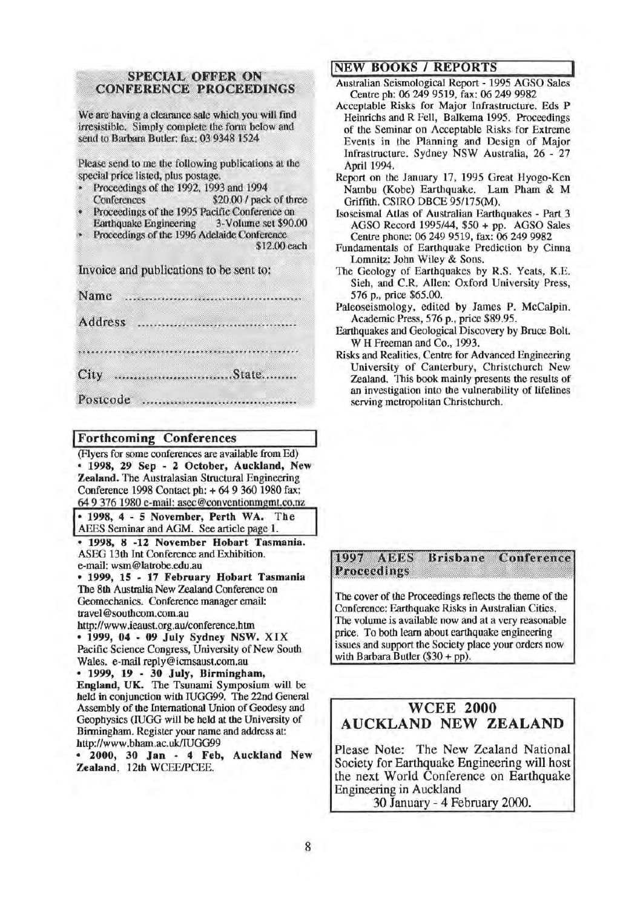## SPECIAL OFFER ON CONFERENCE PROCEEDINGS

We are having a clearance sale which you will find irresistible. Simply complete the form below and send to Barbara Butler: fax: 03 9348 1524

Please send to me the following publications at the special price listed, plus postage.

- Proceedings of the 1992, 1993 and 1994 Conferences $20.00 / pack of three
- Proceedings of the 1995 Pacific Conference on Earthquake Engineering 3-Volume set $90.00
- Proceedings of the 1996 Adelaide Conference $12.00 each

Invoice and publications to be sent to:

Name ............................................

Address ........................................

........................................................

City ...............................State.........

Postcode ........................................

## Forthcoming Conferences

(Flyers for some conferences are available from Ed)

- **1998, 29 Sep - 2 October, Auckland, New Zealand.** The Australasian Structural Engineering Conference 1998 Contact ph: + 64 9 360 1980 fax: 64 9 376 1980 e-mail: asec@conventionmgmt.co.nz
- **1998, 4 - 5 November, Perth WA.** The AEES Seminar and AGM. See article page 1.
- **1998, 8 -12 November Hobart Tasmania.** ASEG 13th Int Conference and Exhibition. e-mail: wsm@latrobe.edu.au
- **1999, 15 - 17 February Hobart Tasmania** The 8th Australia New Zealand Conference on Geomechanics. Conference manager email: travel@southcom.com.au http://www.ieaust.org.au/conference.htm
- **1999, 04 - 09 July Sydney NSW.** XIX Pacific Science Congress, University of New South Wales. e-mail reply@icmsaust.com.au
- **1999, 19 - 30 July, Birmingham, England, UK.** The Tsunami Symposium will be held in conjunction with IUGG99. The 22nd General Assembly of the International Union of Geodesy and Geophysics (IUGG will be held at the University of Birmingham. Register your name and address at: http://www.bham.ac.uk/IUGG99
- **2000, 30 Jan - 4 Feb, Auckland New Zealand.** 12th WCEE/PCEE.

## NEW BOOKS / REPORTS

Australian Seismological Report - 1995 AGSO Sales Centre ph: 06 249 9519, fax: 06 249 9982

Acceptable Risks for Major Infrastructure. Eds P Heinrichs and R Fell, Balkema 1995. Proceedings of the Seminar on Acceptable Risks for Extreme Events in the Planning and Design of Major Infrastructure. Sydney NSW Australia, 26 - 27 April 1994.

Report on the January 17, 1995 Great Hyogo-Ken Nambu (Kobe) Earthquake. Lam Pham & M Griffith. CSIRO DBCE 95/175(M).

Isoseismal Atlas of Australian Earthquakes - Part 3 AGSO Record 1995/44, $50 + pp. AGSO Sales Centre phone: 06 249 9519, fax: 06 249 9982

Fundamentals of Earthquake Prediction by Cinna Lomnitz: John Wiley & Sons.

The Geology of Earthquakes by R.S. Yeats, K.E. Sieh, and C.R. Allen: Oxford University Press, 576 p., price $65.00.

Paleoseismology, edited by James P. McCalpin. Academic Press, 576 p., price $89.95.

Earthquakes and Geological Discovery by Bruce Bolt. W H Freeman and Co., 1993.

Risks and Realities, Centre for Advanced Engineering University of Canterbury, Christchurch New Zealand. This book mainly presents the results of an investigation into the vulnerability of lifelines serving metropolitan Christchurch.

## 1997 AEES Brisbane Conference Proceedings

The cover of the Proceedings reflects the theme of the Conference: Earthquake Risks in Australian Cities. The volume is available now and at a very reasonable price. To both learn about earthquake engineering issues and support the Society place your orders now with Barbara Butler ($30 + pp).

## WCEE 2000 AUCKLAND NEW ZEALAND

Please Note: The New Zealand National Society for Earthquake Engineering will host the next World Conference on Earthquake Engineering in Auckland

30 January - 4 February 2000.